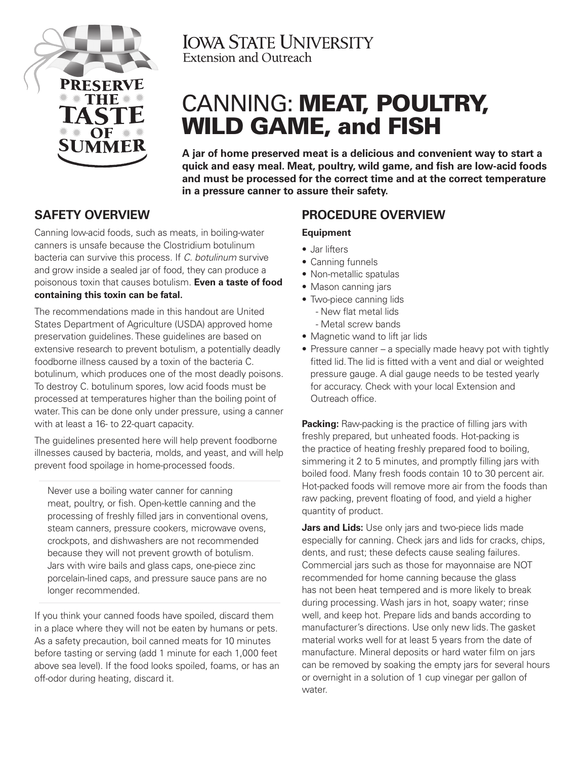PRESERVE THE TASTE OF SUMMER

IOWA STATE UNIVERSITY
Extension and Outreach

# CANNING: **MEAT, POULTRY, WILD GAME, and FISH**

**A jar of home preserved meat is a delicious and convenient way to start a quick and easy meal. Meat, poultry, wild game, and fish are low-acid foods and must be processed for the correct time and at the correct temperature in a pressure canner to assure their safety.**

## SAFETY OVERVIEW

Canning low-acid foods, such as meats, in boiling-water canners is unsafe because the Clostridium botulinum bacteria can survive this process. If *C. botulinum* survive and grow inside a sealed jar of food, they can produce a poisonous toxin that causes botulism. **Even a taste of food containing this toxin can be fatal.**

The recommendations made in this handout are United States Department of Agriculture (USDA) approved home preservation guidelines. These guidelines are based on extensive research to prevent botulism, a potentially deadly foodborne illness caused by a toxin of the bacteria C. botulinum, which produces one of the most deadly poisons. To destroy C. botulinum spores, low acid foods must be processed at temperatures higher than the boiling point of water. This can be done only under pressure, using a canner with at least a 16- to 22-quart capacity.

The guidelines presented here will help prevent foodborne illnesses caused by bacteria, molds, and yeast, and will help prevent food spoilage in home-processed foods.

> Never use a boiling water canner for canning meat, poultry, or fish. Open-kettle canning and the processing of freshly filled jars in conventional ovens, steam canners, pressure cookers, microwave ovens, crockpots, and dishwashers are not recommended because they will not prevent growth of botulism. Jars with wire bails and glass caps, one-piece zinc porcelain-lined caps, and pressure sauce pans are no longer recommended.

If you think your canned foods have spoiled, discard them in a place where they will not be eaten by humans or pets. As a safety precaution, boil canned meats for 10 minutes before tasting or serving (add 1 minute for each 1,000 feet above sea level). If the food looks spoiled, foams, or has an off-odor during heating, discard it.

## PROCEDURE OVERVIEW

### Equipment

- Jar lifters
- Canning funnels
- Non-metallic spatulas
- Mason canning jars
- Two-piece canning lids
  - New flat metal lids
  - Metal screw bands
- Magnetic wand to lift jar lids
- Pressure canner – a specially made heavy pot with tightly fitted lid. The lid is fitted with a vent and dial or weighted pressure gauge. A dial gauge needs to be tested yearly for accuracy. Check with your local Extension and Outreach office.

**Packing:** Raw-packing is the practice of filling jars with freshly prepared, but unheated foods. Hot-packing is the practice of heating freshly prepared food to boiling, simmering it 2 to 5 minutes, and promptly filling jars with boiled food. Many fresh foods contain 10 to 30 percent air. Hot-packed foods will remove more air from the foods than raw packing, prevent floating of food, and yield a higher quantity of product.

**Jars and Lids:** Use only jars and two-piece lids made especially for canning. Check jars and lids for cracks, chips, dents, and rust; these defects cause sealing failures. Commercial jars such as those for mayonnaise are NOT recommended for home canning because the glass has not been heat tempered and is more likely to break during processing. Wash jars in hot, soapy water; rinse well, and keep hot. Prepare lids and bands according to manufacturer's directions. Use only new lids. The gasket material works well for at least 5 years from the date of manufacture. Mineral deposits or hard water film on jars can be removed by soaking the empty jars for several hours or overnight in a solution of 1 cup vinegar per gallon of water.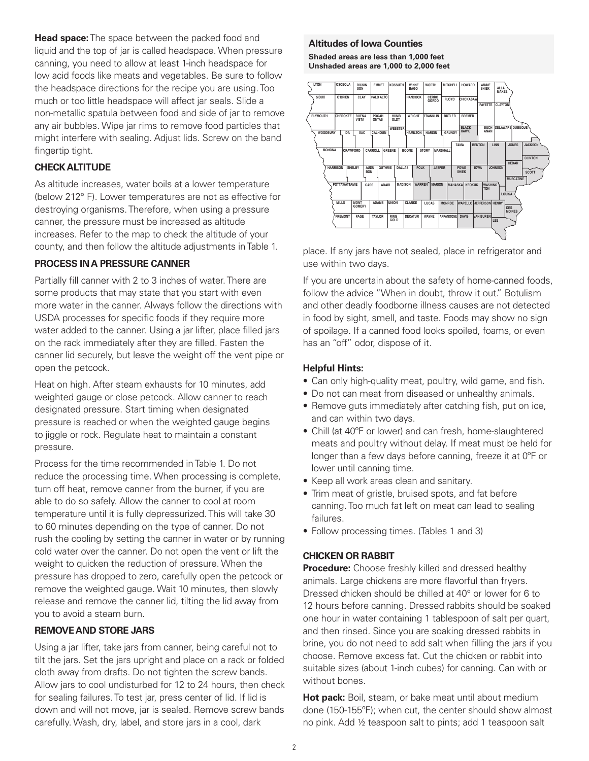**Head space:** The space between the packed food and liquid and the top of jar is called headspace. When pressure canning, you need to allow at least 1-inch headspace for low acid foods like meats and vegetables. Be sure to follow the headspace directions for the recipe you are using. Too much or too little headspace will affect jar seals. Slide a non-metallic spatula between food and side of jar to remove any air bubbles. Wipe jar rims to remove food particles that might interfere with sealing. Adjust lids. Screw on the band fingertip tight.

### CHECK ALTITUDE

As altitude increases, water boils at a lower temperature (below 212° F). Lower temperatures are not as effective for destroying organisms. Therefore, when using a pressure canner, the pressure must be increased as altitude increases. Refer to the map to check the altitude of your county, and then follow the altitude adjustments in Table 1.

### PROCESS IN A PRESSURE CANNER

Partially fill canner with 2 to 3 inches of water. There are some products that may state that you start with even more water in the canner. Always follow the directions with USDA processes for specific foods if they require more water added to the canner. Using a jar lifter, place filled jars on the rack immediately after they are filled. Fasten the canner lid securely, but leave the weight off the vent pipe or open the petcock.

Heat on high. After steam exhausts for 10 minutes, add weighted gauge or close petcock. Allow canner to reach designated pressure. Start timing when designated pressure is reached or when the weighted gauge begins to jiggle or rock. Regulate heat to maintain a constant pressure.

Process for the time recommended in Table 1. Do not reduce the processing time. When processing is complete, turn off heat, remove canner from the burner, if you are able to do so safely. Allow the canner to cool at room temperature until it is fully depressurized. This will take 30 to 60 minutes depending on the type of canner. Do not rush the cooling by setting the canner in water or by running cold water over the canner. Do not open the vent or lift the weight to quicken the reduction of pressure. When the pressure has dropped to zero, carefully open the petcock or remove the weighted gauge. Wait 10 minutes, then slowly release and remove the canner lid, tilting the lid away from you to avoid a steam burn.

### REMOVE AND STORE JARS

Using a jar lifter, take jars from canner, being careful not to tilt the jars. Set the jars upright and place on a rack or folded cloth away from drafts. Do not tighten the screw bands. Allow jars to cool undisturbed for 12 to 24 hours, then check for sealing failures. To test jar, press center of lid. If lid is down and will not move, jar is sealed. Remove screw bands carefully. Wash, dry, label, and store jars in a cool, dark place. If any jars have not sealed, place in refrigerator and use within two days.

**Altitudes of Iowa Counties**

**Shaded areas are less than 1,000 feet**
**Unshaded areas are 1,000 to 2,000 feet**

If you are uncertain about the safety of home-canned foods, follow the advice "When in doubt, throw it out." Botulism and other deadly foodborne illness causes are not detected in food by sight, smell, and taste. Foods may show no sign of spoilage. If a canned food looks spoiled, foams, or even has an "off" odor, dispose of it.

**Helpful Hints:**

- Can only high-quality meat, poultry, wild game, and fish.
- Do not can meat from diseased or unhealthy animals.
- Remove guts immediately after catching fish, put on ice, and can within two days.
- Chill (at 40ºF or lower) and can fresh, home-slaughtered meats and poultry without delay. If meat must be held for longer than a few days before canning, freeze it at 0ºF or lower until canning time.
- Keep all work areas clean and sanitary.
- Trim meat of gristle, bruised spots, and fat before canning. Too much fat left on meat can lead to sealing failures.
- Follow processing times. (Tables 1 and 3)

### CHICKEN OR RABBIT

**Procedure:** Choose freshly killed and dressed healthy animals. Large chickens are more flavorful than fryers. Dressed chicken should be chilled at 40° or lower for 6 to 12 hours before canning. Dressed rabbits should be soaked one hour in water containing 1 tablespoon of salt per quart, and then rinsed. Since you are soaking dressed rabbits in brine, you do not need to add salt when filling the jars if you choose. Remove excess fat. Cut the chicken or rabbit into suitable sizes (about 1-inch cubes) for canning. Can with or without bones.

**Hot pack:** Boil, steam, or bake meat until about medium done (150-155ºF); when cut, the center should show almost no pink. Add ½ teaspoon salt to pints; add 1 teaspoon salt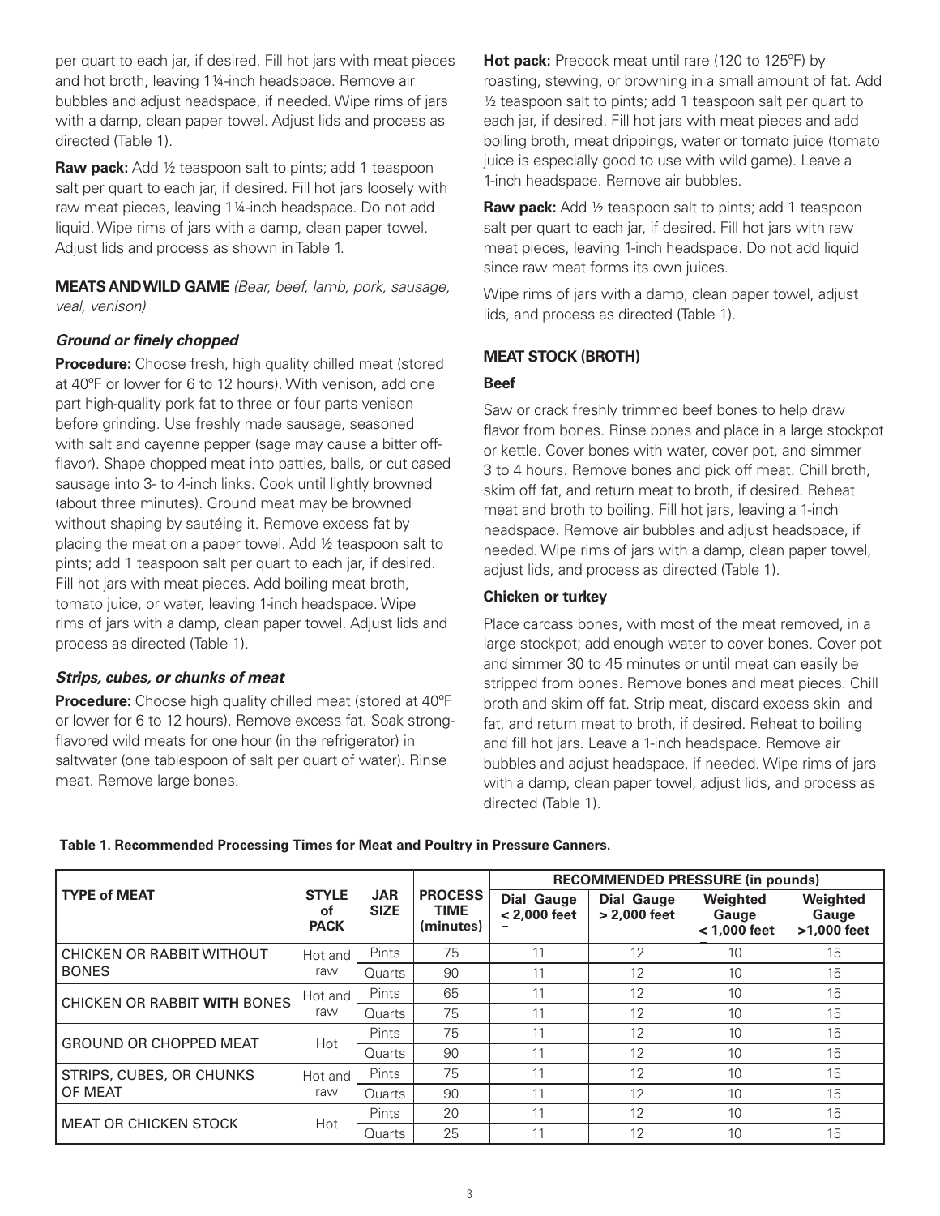per quart to each jar, if desired. Fill hot jars with meat pieces and hot broth, leaving 1¼-inch headspace. Remove air bubbles and adjust headspace, if needed. Wipe rims of jars with a damp, clean paper towel. Adjust lids and process as directed (Table 1).

**Raw pack:** Add ½ teaspoon salt to pints; add 1 teaspoon salt per quart to each jar, if desired. Fill hot jars loosely with raw meat pieces, leaving 1¼-inch headspace. Do not add liquid. Wipe rims of jars with a damp, clean paper towel. Adjust lids and process as shown in Table 1.

**MEATS AND WILD GAME** *(Bear, beef, lamb, pork, sausage, veal, venison)*

***Ground or finely chopped***

**Procedure:** Choose fresh, high quality chilled meat (stored at 40ºF or lower for 6 to 12 hours). With venison, add one part high-quality pork fat to three or four parts venison before grinding. Use freshly made sausage, seasoned with salt and cayenne pepper (sage may cause a bitter off-flavor). Shape chopped meat into patties, balls, or cut cased sausage into 3- to 4-inch links. Cook until lightly browned (about three minutes). Ground meat may be browned without shaping by sautéing it. Remove excess fat by placing the meat on a paper towel. Add ½ teaspoon salt to pints; add 1 teaspoon salt per quart to each jar, if desired. Fill hot jars with meat pieces. Add boiling meat broth, tomato juice, or water, leaving 1-inch headspace. Wipe rims of jars with a damp, clean paper towel. Adjust lids and process as directed (Table 1).

***Strips, cubes, or chunks of meat***

**Procedure:** Choose high quality chilled meat (stored at 40ºF or lower for 6 to 12 hours). Remove excess fat. Soak strong-flavored wild meats for one hour (in the refrigerator) in saltwater (one tablespoon of salt per quart of water). Rinse meat. Remove large bones.

**Hot pack:** Precook meat until rare (120 to 125ºF) by roasting, stewing, or browning in a small amount of fat. Add ½ teaspoon salt to pints; add 1 teaspoon salt per quart to each jar, if desired. Fill hot jars with meat pieces and add boiling broth, meat drippings, water or tomato juice (tomato juice is especially good to use with wild game). Leave a 1-inch headspace. Remove air bubbles.

**Raw pack:** Add ½ teaspoon salt to pints; add 1 teaspoon salt per quart to each jar, if desired. Fill hot jars with raw meat pieces, leaving 1-inch headspace. Do not add liquid since raw meat forms its own juices.

Wipe rims of jars with a damp, clean paper towel, adjust lids, and process as directed (Table 1).

**MEAT STOCK (BROTH)**

**Beef**

Saw or crack freshly trimmed beef bones to help draw flavor from bones. Rinse bones and place in a large stockpot or kettle. Cover bones with water, cover pot, and simmer 3 to 4 hours. Remove bones and pick off meat. Chill broth, skim off fat, and return meat to broth, if desired. Reheat meat and broth to boiling. Fill hot jars, leaving a 1-inch headspace. Remove air bubbles and adjust headspace, if needed. Wipe rims of jars with a damp, clean paper towel, adjust lids, and process as directed (Table 1).

**Chicken or turkey**

Place carcass bones, with most of the meat removed, in a large stockpot; add enough water to cover bones. Cover pot and simmer 30 to 45 minutes or until meat can easily be stripped from bones. Remove bones and meat pieces. Chill broth and skim off fat. Strip meat, discard excess skin and fat, and return meat to broth, if desired. Reheat to boiling and fill hot jars. Leave a 1-inch headspace. Remove air bubbles and adjust headspace, if needed. Wipe rims of jars with a damp, clean paper towel, adjust lids, and process as directed (Table 1).

**Table 1. Recommended Processing Times for Meat and Poultry in Pressure Canners.**

| TYPE of MEAT | STYLE of PACK | JAR SIZE | PROCESS TIME (minutes) | RECOMMENDED PRESSURE (in pounds) | | | |
|---|---|---|---|---|---|---|---|
| | | | | Dial Gauge < 2,000 feet | Dial Gauge > 2,000 feet | Weighted Gauge < 1,000 feet | Weighted Gauge >1,000 feet |
| CHICKEN OR RABBIT WITHOUT BONES | Hot and raw | Pints | 75 | 11 | 12 | 10 | 15 |
| | | Quarts | 90 | 11 | 12 | 10 | 15 |
| CHICKEN OR RABBIT **WITH** BONES | Hot and raw | Pints | 65 | 11 | 12 | 10 | 15 |
| | | Quarts | 75 | 11 | 12 | 10 | 15 |
| GROUND OR CHOPPED MEAT | Hot | Pints | 75 | 11 | 12 | 10 | 15 |
| | | Quarts | 90 | 11 | 12 | 10 | 15 |
| STRIPS, CUBES, OR CHUNKS OF MEAT | Hot and raw | Pints | 75 | 11 | 12 | 10 | 15 |
| | | Quarts | 90 | 11 | 12 | 10 | 15 |
| MEAT OR CHICKEN STOCK | Hot | Pints | 20 | 11 | 12 | 10 | 15 |
| | | Quarts | 25 | 11 | 12 | 10 | 15 |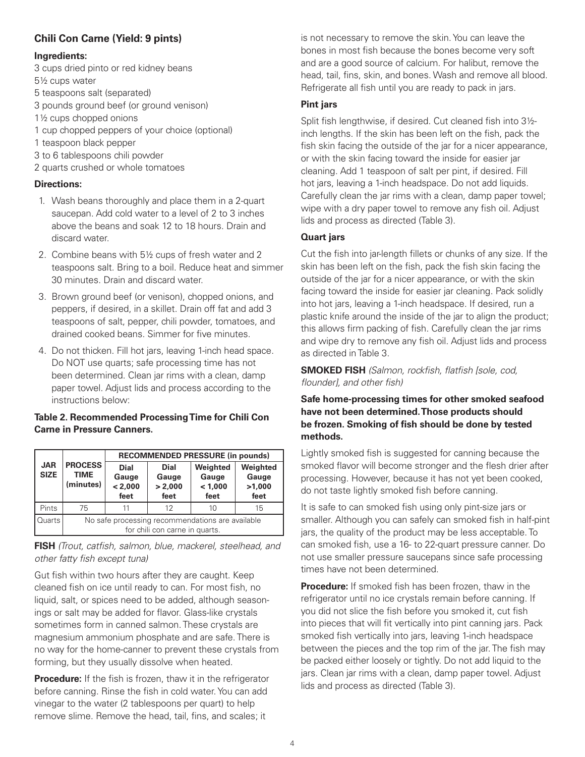## Chili Con Carne (Yield: 9 pints)

**Ingredients:**

3 cups dried pinto or red kidney beans
5½ cups water
5 teaspoons salt (separated)
3 pounds ground beef (or ground venison)
1½ cups chopped onions
1 cup chopped peppers of your choice (optional)
1 teaspoon black pepper
3 to 6 tablespoons chili powder
2 quarts crushed or whole tomatoes

**Directions:**

1. Wash beans thoroughly and place them in a 2-quart saucepan. Add cold water to a level of 2 to 3 inches above the beans and soak 12 to 18 hours. Drain and discard water.
2. Combine beans with 5½ cups of fresh water and 2 teaspoons salt. Bring to a boil. Reduce heat and simmer 30 minutes. Drain and discard water.
3. Brown ground beef (or venison), chopped onions, and peppers, if desired, in a skillet. Drain off fat and add 3 teaspoons of salt, pepper, chili powder, tomatoes, and drained cooked beans. Simmer for five minutes.
4. Do not thicken. Fill hot jars, leaving 1-inch head space. Do NOT use quarts; safe processing time has not been determined. Clean jar rims with a clean, damp paper towel. Adjust lids and process according to the instructions below:

**Table 2. Recommended Processing Time for Chili Con Carne in Pressure Canners.**

| JAR SIZE | PROCESS TIME (minutes) | RECOMMENDED PRESSURE (in pounds) | | | |
|---|---|---|---|---|---|
| | | Dial Gauge < 2,000 feet | Dial Gauge > 2,000 feet | Weighted Gauge < 1,000 feet | Weighted Gauge >1,000 feet |
| Pints | 75 | 11 | 12 | 10 | 15 |
| Quarts | No safe processing recommendations are available for chili con carne in quarts. | | | | |

**FISH** *(Trout, catfish, salmon, blue, mackerel, steelhead, and other fatty fish except tuna)*

Gut fish within two hours after they are caught. Keep cleaned fish on ice until ready to can. For most fish, no liquid, salt, or spices need to be added, although seasonings or salt may be added for flavor. Glass-like crystals sometimes form in canned salmon. These crystals are magnesium ammonium phosphate and are safe. There is no way for the home-canner to prevent these crystals from forming, but they usually dissolve when heated.

**Procedure:** If the fish is frozen, thaw it in the refrigerator before canning. Rinse the fish in cold water. You can add vinegar to the water (2 tablespoons per quart) to help remove slime. Remove the head, tail, fins, and scales; it is not necessary to remove the skin. You can leave the bones in most fish because the bones become very soft and are a good source of calcium. For halibut, remove the head, tail, fins, skin, and bones. Wash and remove all blood. Refrigerate all fish until you are ready to pack in jars.

### Pint jars

Split fish lengthwise, if desired. Cut cleaned fish into 3½-inch lengths. If the skin has been left on the fish, pack the fish skin facing the outside of the jar for a nicer appearance, or with the skin facing toward the inside for easier jar cleaning. Add 1 teaspoon of salt per pint, if desired. Fill hot jars, leaving a 1-inch headspace. Do not add liquids. Carefully clean the jar rims with a clean, damp paper towel; wipe with a dry paper towel to remove any fish oil. Adjust lids and process as directed (Table 3).

### Quart jars

Cut the fish into jar-length fillets or chunks of any size. If the skin has been left on the fish, pack the fish skin facing the outside of the jar for a nicer appearance, or with the skin facing toward the inside for easier jar cleaning. Pack solidly into hot jars, leaving a 1-inch headspace. If desired, run a plastic knife around the inside of the jar to align the product; this allows firm packing of fish. Carefully clean the jar rims and wipe dry to remove any fish oil. Adjust lids and process as directed in Table 3.

**SMOKED FISH** *(Salmon, rockfish, flatfish [sole, cod, flounder], and other fish)*

**Safe home-processing times for other smoked seafood have not been determined. Those products should be frozen. Smoking of fish should be done by tested methods.**

Lightly smoked fish is suggested for canning because the smoked flavor will become stronger and the flesh drier after processing. However, because it has not yet been cooked, do not taste lightly smoked fish before canning.

It is safe to can smoked fish using only pint-size jars or smaller. Although you can safely can smoked fish in half-pint jars, the quality of the product may be less acceptable. To can smoked fish, use a 16- to 22-quart pressure canner. Do not use smaller pressure saucepans since safe processing times have not been determined.

**Procedure:** If smoked fish has been frozen, thaw in the refrigerator until no ice crystals remain before canning. If you did not slice the fish before you smoked it, cut fish into pieces that will fit vertically into pint canning jars. Pack smoked fish vertically into jars, leaving 1-inch headspace between the pieces and the top rim of the jar. The fish may be packed either loosely or tightly. Do not add liquid to the jars. Clean jar rims with a clean, damp paper towel. Adjust lids and process as directed (Table 3).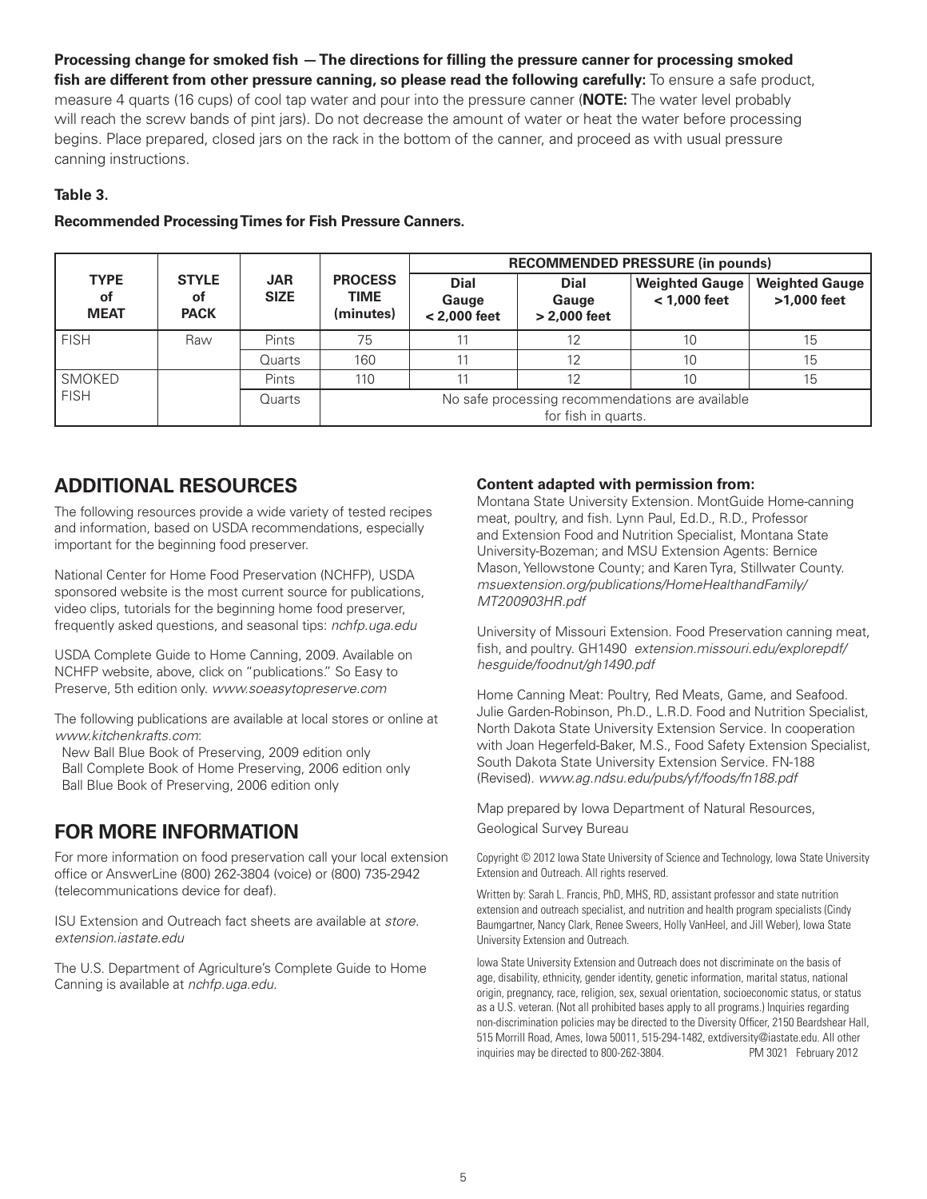**Processing change for smoked fish — The directions for filling the pressure canner for processing smoked fish are different from other pressure canning, so please read the following carefully:** To ensure a safe product, measure 4 quarts (16 cups) of cool tap water and pour into the pressure canner (**NOTE:** The water level probably will reach the screw bands of pint jars). Do not decrease the amount of water or heat the water before processing begins. Place prepared, closed jars on the rack in the bottom of the canner, and proceed as with usual pressure canning instructions.

**Table 3.**

**Recommended Processing Times for Fish Pressure Canners.**

| TYPE of MEAT | STYLE of PACK | JAR SIZE | PROCESS TIME (minutes) | RECOMMENDED PRESSURE (in pounds) | | | |
|---|---|---|---|---|---|---|---|
| | | | | Dial Gauge < 2,000 feet | Dial Gauge > 2,000 feet | Weighted Gauge < 1,000 feet | Weighted Gauge >1,000 feet |
| FISH | Raw | Pints | 75 | 11 | 12 | 10 | 15 |
| | | Quarts | 160 | 11 | 12 | 10 | 15 |
| SMOKED FISH | | Pints | 110 | 11 | 12 | 10 | 15 |
| | | Quarts | No safe processing recommendations are available for fish in quarts. | | | | |

## ADDITIONAL RESOURCES

The following resources provide a wide variety of tested recipes and information, based on USDA recommendations, especially important for the beginning food preserver.

National Center for Home Food Preservation (NCHFP), USDA sponsored website is the most current source for publications, video clips, tutorials for the beginning home food preserver, frequently asked questions, and seasonal tips: *nchfp.uga.edu*

USDA Complete Guide to Home Canning, 2009. Available on NCHFP website, above, click on "publications." So Easy to Preserve, 5th edition only. *www.soeasytopreserve.com*

The following publications are available at local stores or online at *www.kitchenkrafts.com*:

New Ball Blue Book of Preserving, 2009 edition only
Ball Complete Book of Home Preserving, 2006 edition only
Ball Blue Book of Preserving, 2006 edition only

## FOR MORE INFORMATION

For more information on food preservation call your local extension office or AnswerLine (800) 262-3804 (voice) or (800) 735-2942 (telecommunications device for deaf).

ISU Extension and Outreach fact sheets are available at *store.extension.iastate.edu*

The U.S. Department of Agriculture's Complete Guide to Home Canning is available at *nchfp.uga.edu*.

**Content adapted with permission from:**

Montana State University Extension. MontGuide Home-canning meat, poultry, and fish. Lynn Paul, Ed.D., R.D., Professor and Extension Food and Nutrition Specialist, Montana State University-Bozeman; and MSU Extension Agents: Bernice Mason, Yellowstone County; and Karen Tyra, Stillwater County. *msuextension.org/publications/HomeHealthandFamily/MT200903HR.pdf*

University of Missouri Extension. Food Preservation canning meat, fish, and poultry. GH1490 *extension.missouri.edu/explorepdf/hesguide/foodnut/gh1490.pdf*

Home Canning Meat: Poultry, Red Meats, Game, and Seafood. Julie Garden-Robinson, Ph.D., L.R.D. Food and Nutrition Specialist, North Dakota State University Extension Service. In cooperation with Joan Hegerfeld-Baker, M.S., Food Safety Extension Specialist, South Dakota State University Extension Service. FN-188 (Revised). *www.ag.ndsu.edu/pubs/yf/foods/fn188.pdf*

Map prepared by Iowa Department of Natural Resources, Geological Survey Bureau

Copyright © 2012 Iowa State University of Science and Technology, Iowa State University Extension and Outreach. All rights reserved.

Written by: Sarah L. Francis, PhD, MHS, RD, assistant professor and state nutrition extension and outreach specialist, and nutrition and health program specialists (Cindy Baumgartner, Nancy Clark, Renee Sweers, Holly VanHeel, and Jill Weber), Iowa State University Extension and Outreach.

Iowa State University Extension and Outreach does not discriminate on the basis of age, disability, ethnicity, gender identity, genetic information, marital status, national origin, pregnancy, race, religion, sex, sexual orientation, socioeconomic status, or status as a U.S. veteran. (Not all prohibited bases apply to all programs.) Inquiries regarding non-discrimination policies may be directed to the Diversity Officer, 2150 Beardshear Hall, 515 Morrill Road, Ames, Iowa 50011, 515-294-1482, extdiversity@iastate.edu. All other inquiries may be directed to 800-262-3804. PM 3021 February 2012